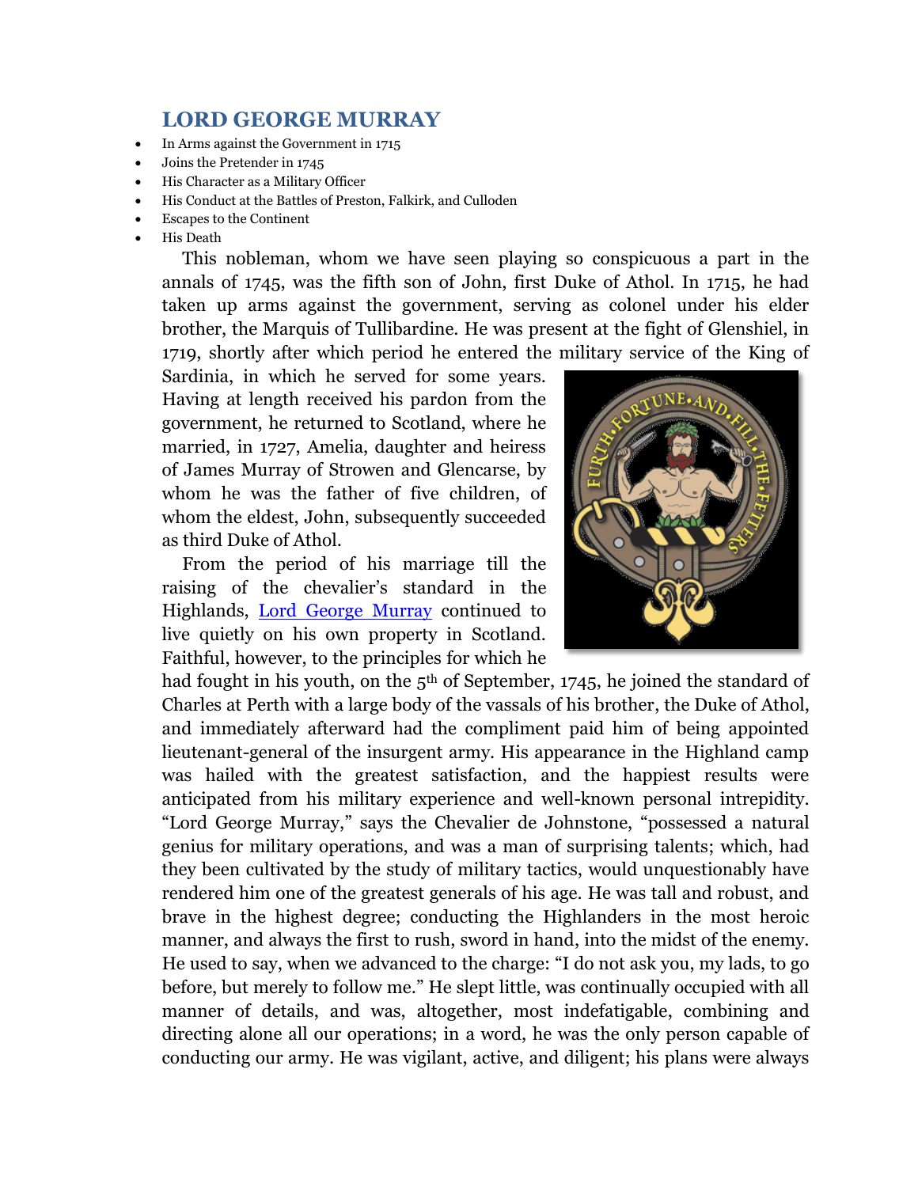## LORD GEORGE MURRAY

- In Arms against the Government in 1715
- Joins the Pretender in 1745
- His Character as a Military Officer
- His Conduct at the Battles of Preston, Falkirk, and Culloden
- Escapes to the Continent
- His Death

This nobleman, whom we have seen playing so conspicuous a part in the annals of 1745, was the fifth son of John, first Duke of Athol. In 1715, he had taken up arms against the government, serving as colonel under his elder brother, the Marquis of Tullibardine. He was present at the fight of Glenshiel, in 1719, shortly after which period he entered the military service of the King of Sardinia, in which he served for some years. Having at length received his pardon from the government, he returned to Scotland, where he married, in 1727, Amelia, daughter and heiress of James Murray of Strowen and Glencarse, by whom he was the father of five children, of whom the eldest, John, subsequently succeeded as third Duke of Athol.

From the period of his marriage till the raising of the chevalier's standard in the Highlands, Lord George Murray continued to live quietly on his own property in Scotland. Faithful, however, to the principles for which he had fought in his youth, on the 5th of September, 1745, he joined the standard of Charles at Perth with a large body of the vassals of his brother, the Duke of Athol, and immediately afterward had the compliment paid him of being appointed lieutenant-general of the insurgent army. His appearance in the Highland camp was hailed with the greatest satisfaction, and the happiest results were anticipated from his military experience and well-known personal intrepidity. "Lord George Murray," says the Chevalier de Johnstone, "possessed a natural genius for military operations, and was a man of surprising talents; which, had they been cultivated by the study of military tactics, would unquestionably have rendered him one of the greatest generals of his age. He was tall and robust, and brave in the highest degree; conducting the Highlanders in the most heroic manner, and always the first to rush, sword in hand, into the midst of the enemy. He used to say, when we advanced to the charge: "I do not ask you, my lads, to go before, but merely to follow me." He slept little, was continually occupied with all manner of details, and was, altogether, most indefatigable, combining and directing alone all our operations; in a word, he was the only person capable of conducting our army. He was vigilant, active, and diligent; his plans were always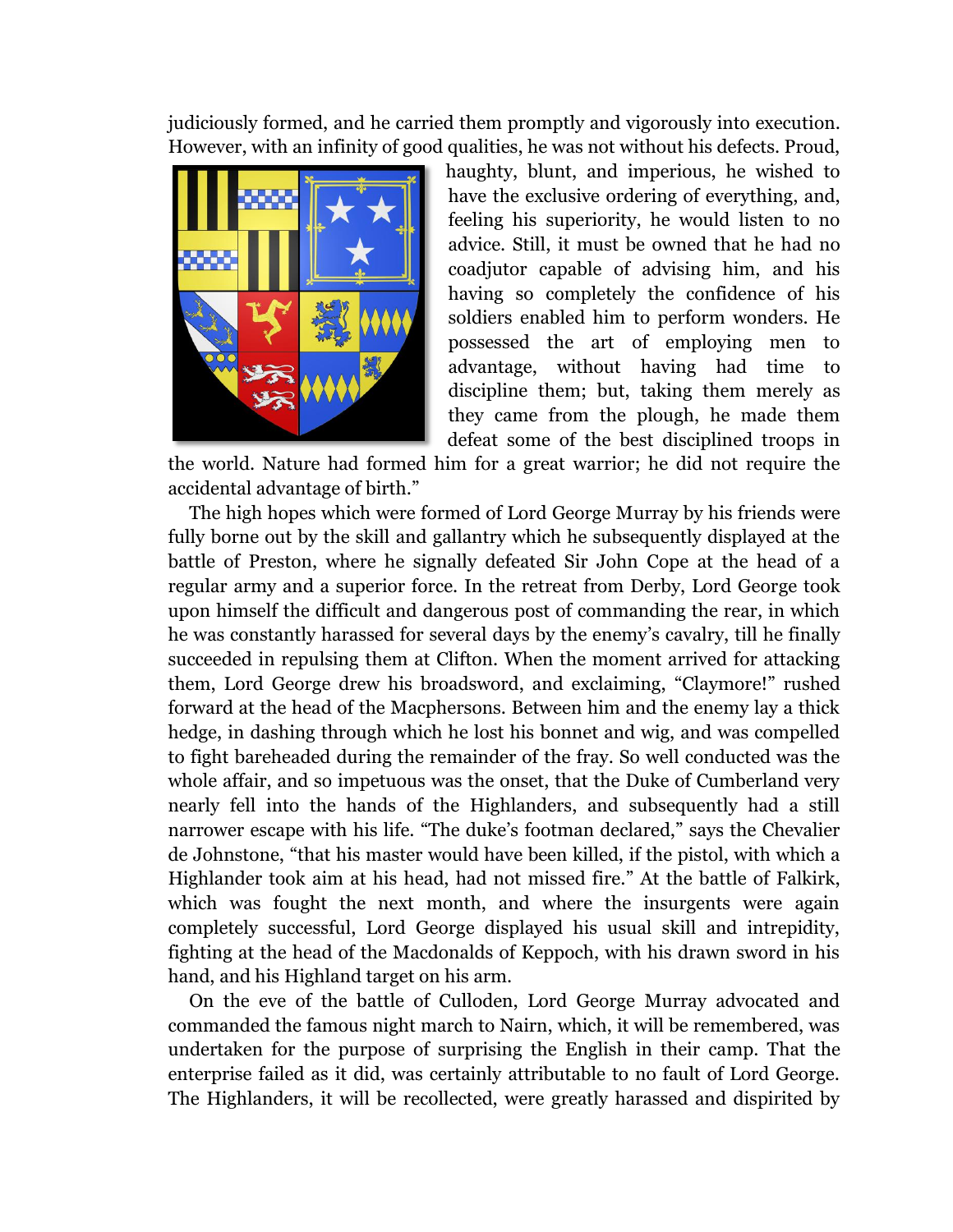judiciously formed, and he carried them promptly and vigorously into execution. However, with an infinity of good qualities, he was not without his defects. Proud, haughty, blunt, and imperious, he wished to have the exclusive ordering of everything, and, feeling his superiority, he would listen to no advice. Still, it must be owned that he had no coadjutor capable of advising him, and his having so completely the confidence of his soldiers enabled him to perform wonders. He possessed the art of employing men to advantage, without having had time to discipline them; but, taking them merely as they came from the plough, he made them defeat some of the best disciplined troops in the world. Nature had formed him for a great warrior; he did not require the accidental advantage of birth."

The high hopes which were formed of Lord George Murray by his friends were fully borne out by the skill and gallantry which he subsequently displayed at the battle of Preston, where he signally defeated Sir John Cope at the head of a regular army and a superior force. In the retreat from Derby, Lord George took upon himself the difficult and dangerous post of commanding the rear, in which he was constantly harassed for several days by the enemy's cavalry, till he finally succeeded in repulsing them at Clifton. When the moment arrived for attacking them, Lord George drew his broadsword, and exclaiming, "Claymore!" rushed forward at the head of the Macphersons. Between him and the enemy lay a thick hedge, in dashing through which he lost his bonnet and wig, and was compelled to fight bareheaded during the remainder of the fray. So well conducted was the whole affair, and so impetuous was the onset, that the Duke of Cumberland very nearly fell into the hands of the Highlanders, and subsequently had a still narrower escape with his life. "The duke's footman declared," says the Chevalier de Johnstone, "that his master would have been killed, if the pistol, with which a Highlander took aim at his head, had not missed fire." At the battle of Falkirk, which was fought the next month, and where the insurgents were again completely successful, Lord George displayed his usual skill and intrepidity, fighting at the head of the Macdonalds of Keppoch, with his drawn sword in his hand, and his Highland target on his arm.

On the eve of the battle of Culloden, Lord George Murray advocated and commanded the famous night march to Nairn, which, it will be remembered, was undertaken for the purpose of surprising the English in their camp. That the enterprise failed as it did, was certainly attributable to no fault of Lord George. The Highlanders, it will be recollected, were greatly harassed and dispirited by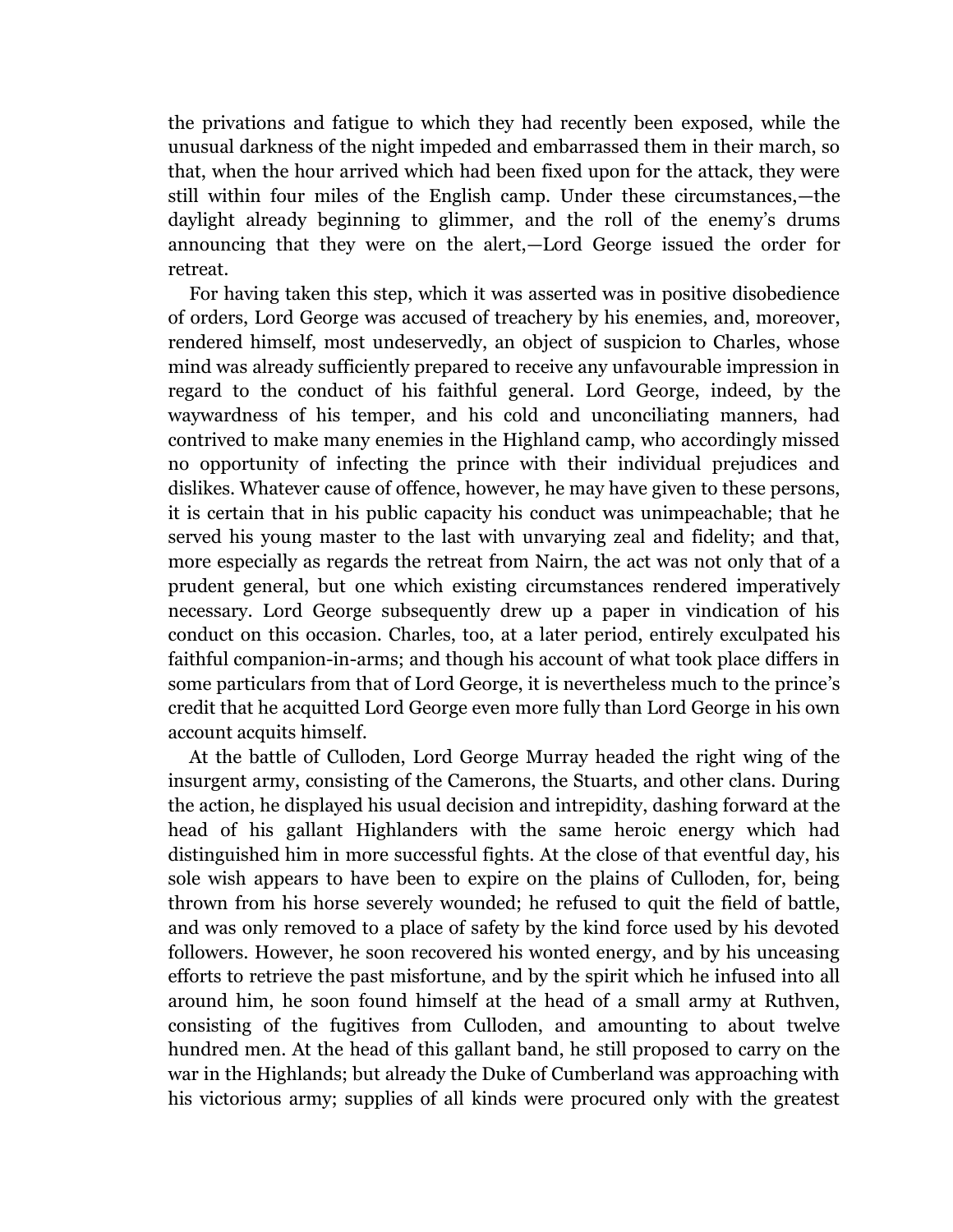the privations and fatigue to which they had recently been exposed, while the unusual darkness of the night impeded and embarrassed them in their march, so that, when the hour arrived which had been fixed upon for the attack, they were still within four miles of the English camp. Under these circumstances,—the daylight already beginning to glimmer, and the roll of the enemy's drums announcing that they were on the alert,—Lord George issued the order for retreat.

For having taken this step, which it was asserted was in positive disobedience of orders, Lord George was accused of treachery by his enemies, and, moreover, rendered himself, most undeservedly, an object of suspicion to Charles, whose mind was already sufficiently prepared to receive any unfavourable impression in regard to the conduct of his faithful general. Lord George, indeed, by the waywardness of his temper, and his cold and unconciliating manners, had contrived to make many enemies in the Highland camp, who accordingly missed no opportunity of infecting the prince with their individual prejudices and dislikes. Whatever cause of offence, however, he may have given to these persons, it is certain that in his public capacity his conduct was unimpeachable; that he served his young master to the last with unvarying zeal and fidelity; and that, more especially as regards the retreat from Nairn, the act was not only that of a prudent general, but one which existing circumstances rendered imperatively necessary. Lord George subsequently drew up a paper in vindication of his conduct on this occasion. Charles, too, at a later period, entirely exculpated his faithful companion-in-arms; and though his account of what took place differs in some particulars from that of Lord George, it is nevertheless much to the prince's credit that he acquitted Lord George even more fully than Lord George in his own account acquits himself.

At the battle of Culloden, Lord George Murray headed the right wing of the insurgent army, consisting of the Camerons, the Stuarts, and other clans. During the action, he displayed his usual decision and intrepidity, dashing forward at the head of his gallant Highlanders with the same heroic energy which had distinguished him in more successful fights. At the close of that eventful day, his sole wish appears to have been to expire on the plains of Culloden, for, being thrown from his horse severely wounded; he refused to quit the field of battle, and was only removed to a place of safety by the kind force used by his devoted followers. However, he soon recovered his wonted energy, and by his unceasing efforts to retrieve the past misfortune, and by the spirit which he infused into all around him, he soon found himself at the head of a small army at Ruthven, consisting of the fugitives from Culloden, and amounting to about twelve hundred men. At the head of this gallant band, he still proposed to carry on the war in the Highlands; but already the Duke of Cumberland was approaching with his victorious army; supplies of all kinds were procured only with the greatest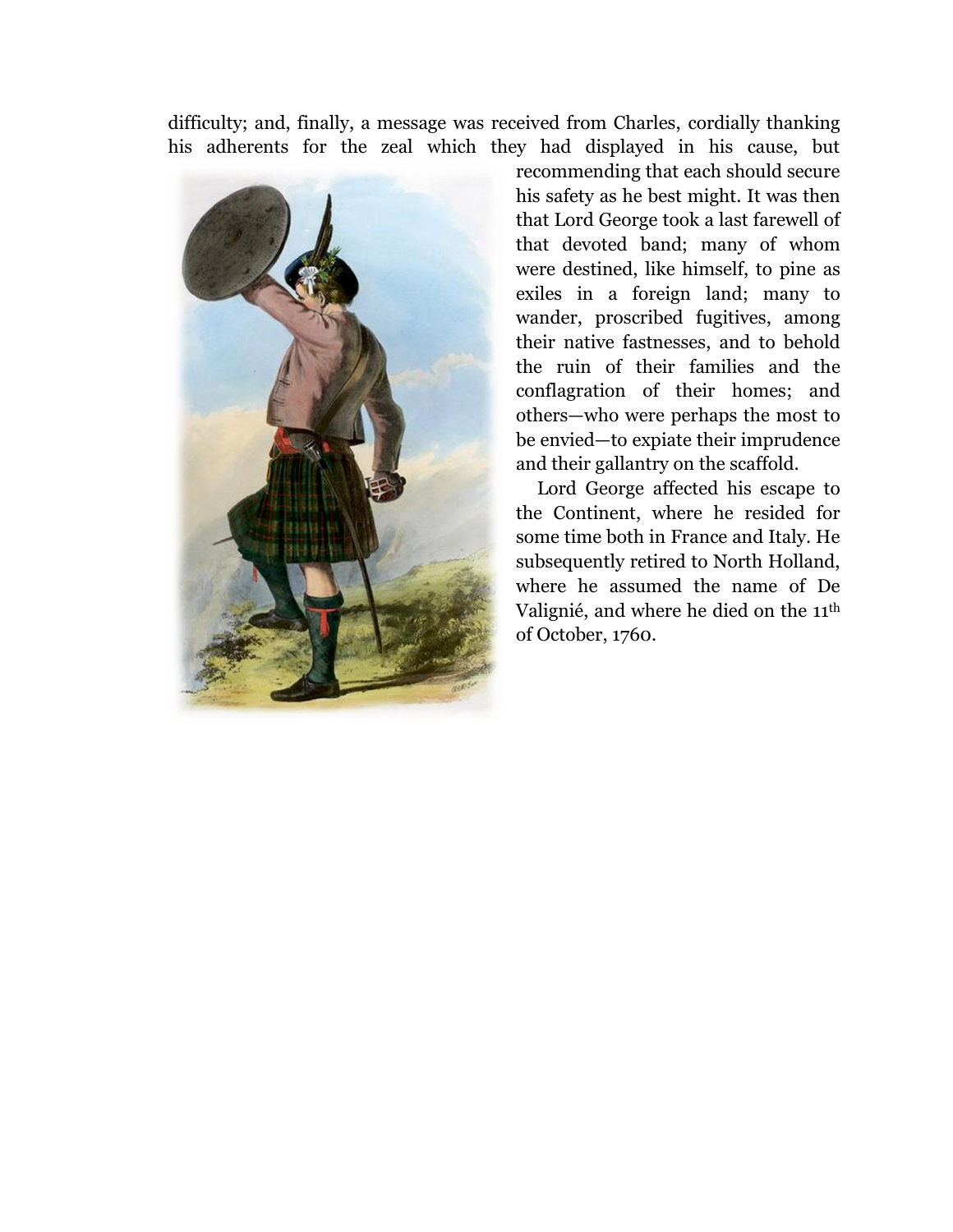difficulty; and, finally, a message was received from Charles, cordially thanking his adherents for the zeal which they had displayed in his cause, but recommending that each should secure his safety as he best might. It was then that Lord George took a last farewell of that devoted band; many of whom were destined, like himself, to pine as exiles in a foreign land; many to wander, proscribed fugitives, among their native fastnesses, and to behold the ruin of their families and the conflagration of their homes; and others—who were perhaps the most to be envied—to expiate their imprudence and their gallantry on the scaffold.

Lord George affected his escape to the Continent, where he resided for some time both in France and Italy. He subsequently retired to North Holland, where he assumed the name of De Valignié, and where he died on the 11th of October, 1760.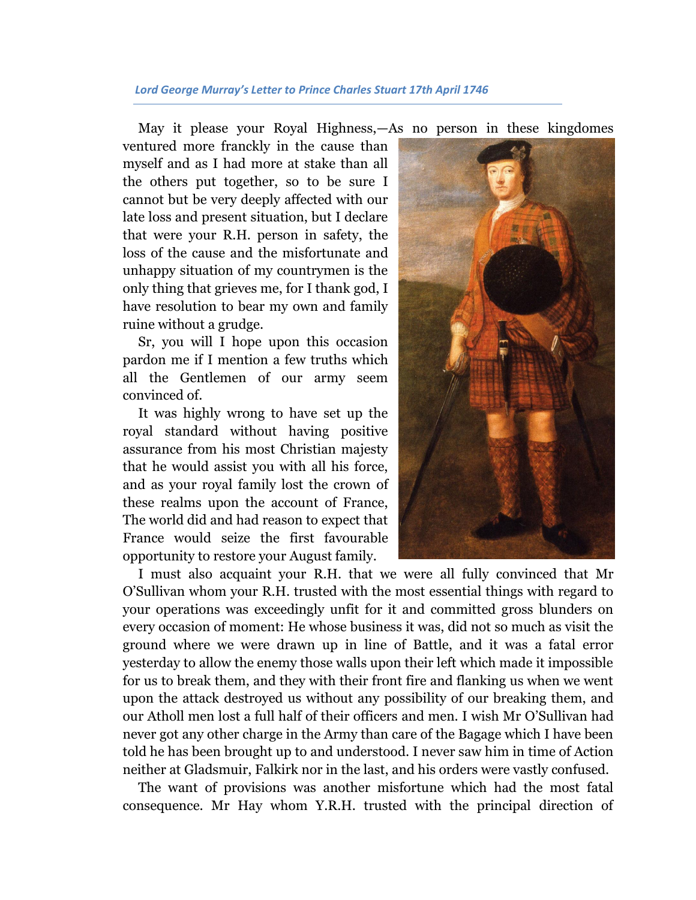*Lord George Murray's Letter to Prince Charles Stuart 17th April 1746*

May it please your Royal Highness,—As no person in these kingdomes ventured more franckly in the cause than myself and as I had more at stake than all the others put together, so to be sure I cannot but be very deeply affected with our late loss and present situation, but I declare that were your R.H. person in safety, the loss of the cause and the misfortunate and unhappy situation of my countrymen is the only thing that grieves me, for I thank god, I have resolution to bear my own and family ruine without a grudge.

Sr, you will I hope upon this occasion pardon me if I mention a few truths which all the Gentlemen of our army seem convinced of.

It was highly wrong to have set up the royal standard without having positive assurance from his most Christian majesty that he would assist you with all his force, and as your royal family lost the crown of these realms upon the account of France, The world did and had reason to expect that France would seize the first favourable opportunity to restore your August family.

I must also acquaint your R.H. that we were all fully convinced that Mr O'Sullivan whom your R.H. trusted with the most essential things with regard to your operations was exceedingly unfit for it and committed gross blunders on every occasion of moment: He whose business it was, did not so much as visit the ground where we were drawn up in line of Battle, and it was a fatal error yesterday to allow the enemy those walls upon their left which made it impossible for us to break them, and they with their front fire and flanking us when we went upon the attack destroyed us without any possibility of our breaking them, and our Atholl men lost a full half of their officers and men. I wish Mr O'Sullivan had never got any other charge in the Army than care of the Bagage which I have been told he has been brought up to and understood. I never saw him in time of Action neither at Gladsmuir, Falkirk nor in the last, and his orders were vastly confused.

The want of provisions was another misfortune which had the most fatal consequence. Mr Hay whom Y.R.H. trusted with the principal direction of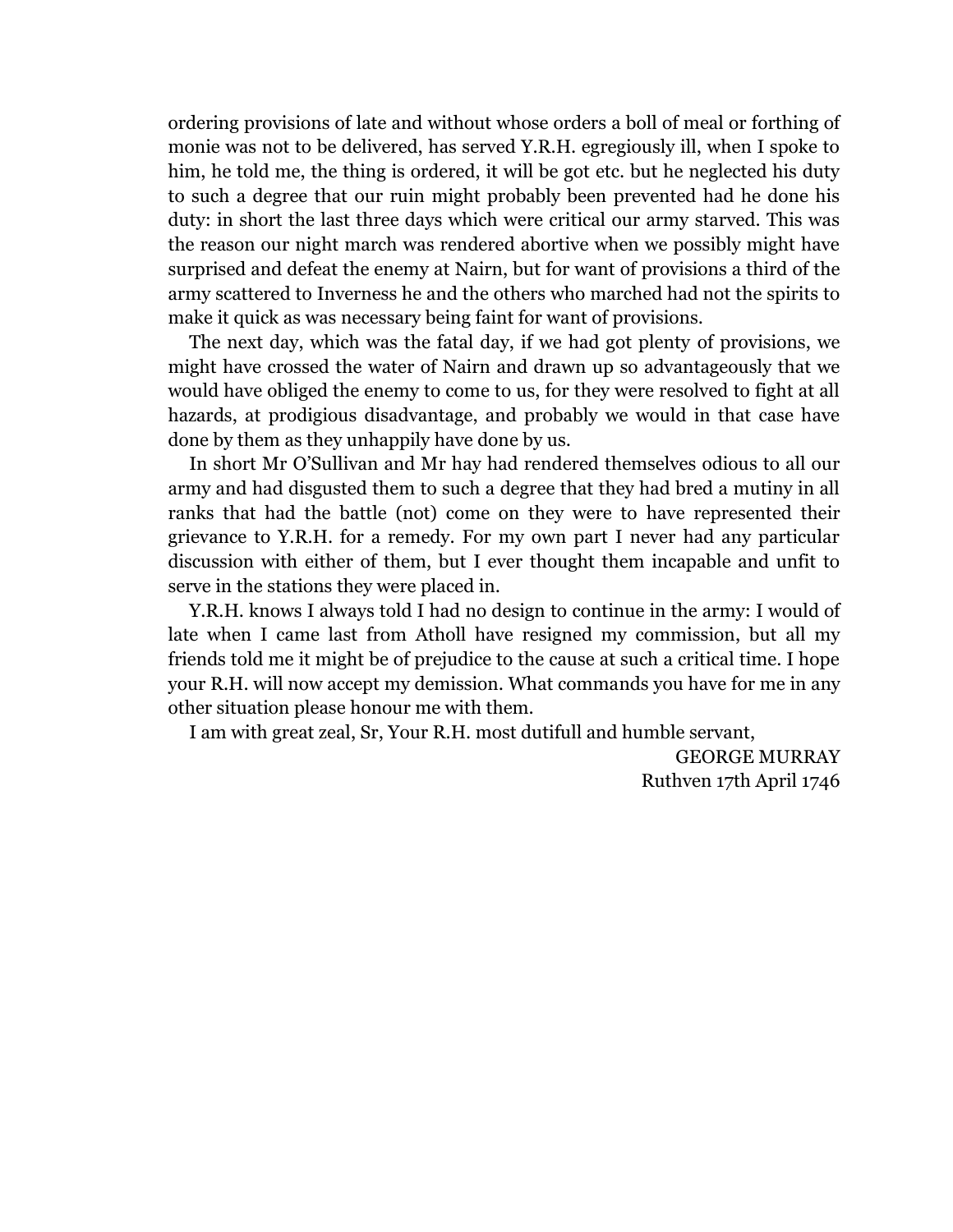ordering provisions of late and without whose orders a boll of meal or forthing of monie was not to be delivered, has served Y.R.H. egregiously ill, when I spoke to him, he told me, the thing is ordered, it will be got etc. but he neglected his duty to such a degree that our ruin might probably been prevented had he done his duty: in short the last three days which were critical our army starved. This was the reason our night march was rendered abortive when we possibly might have surprised and defeat the enemy at Nairn, but for want of provisions a third of the army scattered to Inverness he and the others who marched had not the spirits to make it quick as was necessary being faint for want of provisions.

The next day, which was the fatal day, if we had got plenty of provisions, we might have crossed the water of Nairn and drawn up so advantageously that we would have obliged the enemy to come to us, for they were resolved to fight at all hazards, at prodigious disadvantage, and probably we would in that case have done by them as they unhappily have done by us.

In short Mr O'Sullivan and Mr hay had rendered themselves odious to all our army and had disgusted them to such a degree that they had bred a mutiny in all ranks that had the battle (not) come on they were to have represented their grievance to Y.R.H. for a remedy. For my own part I never had any particular discussion with either of them, but I ever thought them incapable and unfit to serve in the stations they were placed in.

Y.R.H. knows I always told I had no design to continue in the army: I would of late when I came last from Atholl have resigned my commission, but all my friends told me it might be of prejudice to the cause at such a critical time. I hope your R.H. will now accept my demission. What commands you have for me in any other situation please honour me with them.

I am with great zeal, Sr, Your R.H. most dutifull and humble servant,

GEORGE MURRAY
Ruthven 17th April 1746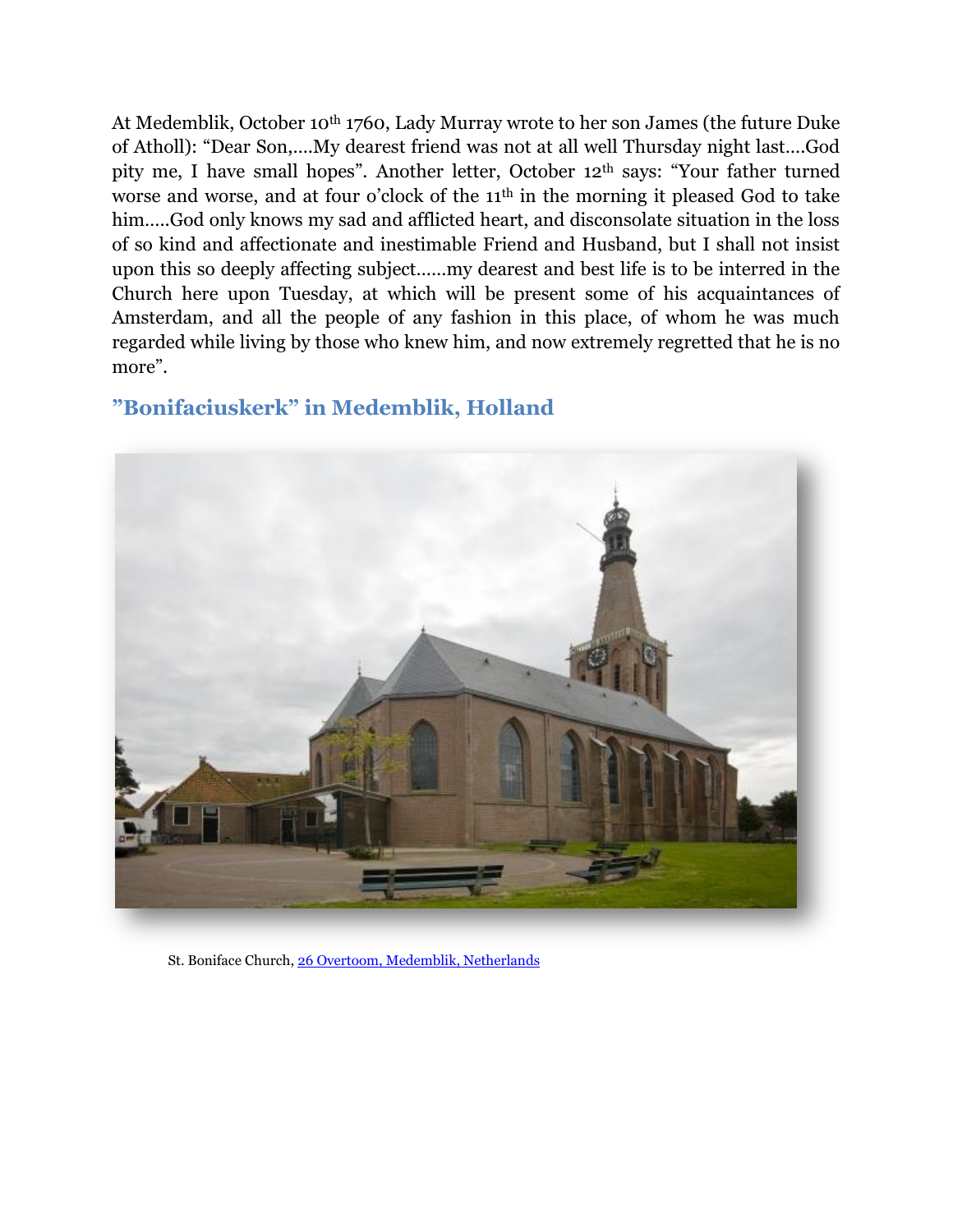At Medemblik, October 10th 1760, Lady Murray wrote to her son James (the future Duke of Atholl): "Dear Son,....My dearest friend was not at all well Thursday night last....God pity me, I have small hopes". Another letter, October 12th says: "Your father turned worse and worse, and at four o'clock of the 11th in the morning it pleased God to take him.....God only knows my sad and afflicted heart, and disconsolate situation in the loss of so kind and affectionate and inestimable Friend and Husband, but I shall not insist upon this so deeply affecting subject......my dearest and best life is to be interred in the Church here upon Tuesday, at which will be present some of his acquaintances of Amsterdam, and all the people of any fashion in this place, of whom he was much regarded while living by those who knew him, and now extremely regretted that he is no more".

## "Bonifaciuskerk" in Medemblik, Holland

St. Boniface Church, [26 Overtoom, Medemblik, Netherlands]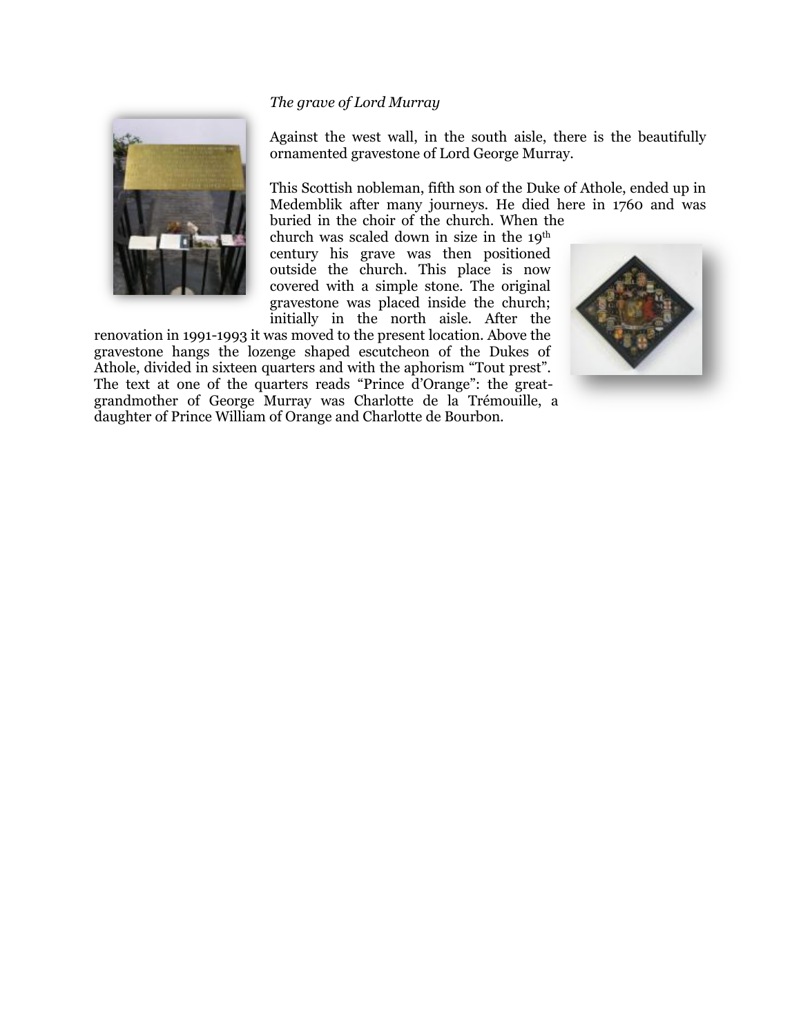*The grave of Lord Murray*

Against the west wall, in the south aisle, there is the beautifully ornamented gravestone of Lord George Murray.

This Scottish nobleman, fifth son of the Duke of Athole, ended up in Medemblik after many journeys. He died here in 1760 and was buried in the choir of the church. When the church was scaled down in size in the 19th century his grave was then positioned outside the church. This place is now covered with a simple stone. The original gravestone was placed inside the church; initially in the north aisle. After the renovation in 1991-1993 it was moved to the present location. Above the gravestone hangs the lozenge shaped escutcheon of the Dukes of Athole, divided in sixteen quarters and with the aphorism "Tout prest". The text at one of the quarters reads "Prince d'Orange": the great-grandmother of George Murray was Charlotte de la Trémouille, a daughter of Prince William of Orange and Charlotte de Bourbon.